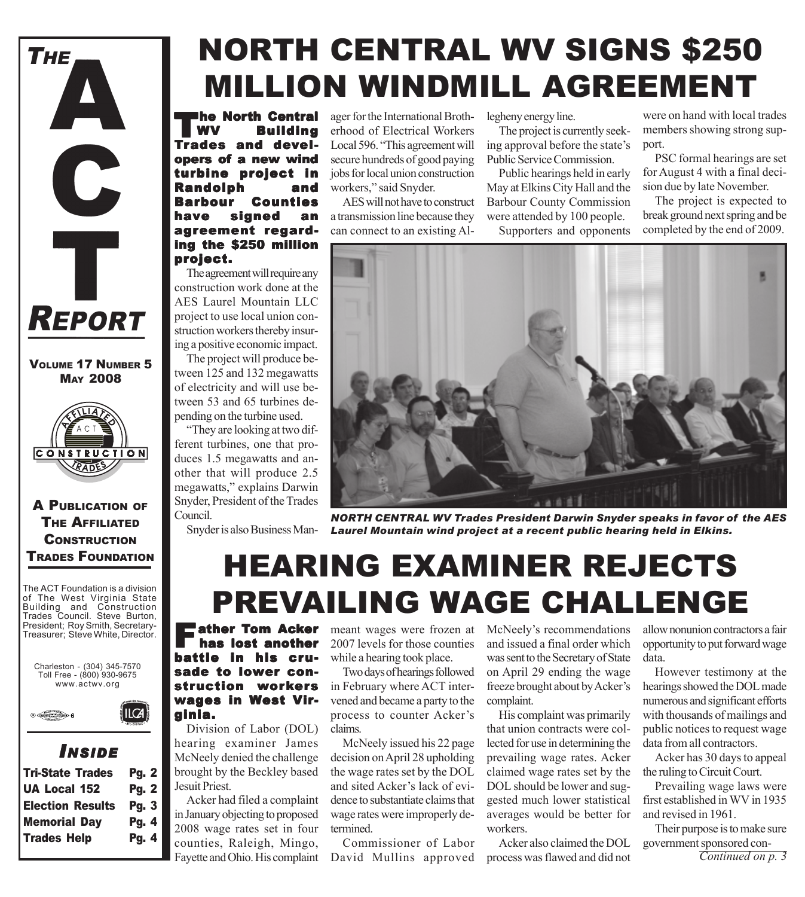# THE ACT REPORT

**VOLUME 17 NUMBER 5**
**MAY 2008**

**A PUBLICATION OF THE AFFILIATED CONSTRUCTION TRADES FOUNDATION**

The ACT Foundation is a division of The West Virginia State Building and Construction Trades Council. Steve Burton, President; Roy Smith, Secretary-Treasurer; Steve White, Director.

Charleston - (304) 345-7570
Toll Free - (800) 930-9675
www.actwv.org

### INSIDE

| | |
|---|---|
| Tri-State Trades | Pg. 2 |
| UA Local 152 | Pg. 2 |
| Election Results | Pg. 3 |
| Memorial Day | Pg. 4 |
| Trades Help | Pg. 4 |

# NORTH CENTRAL WV SIGNS $250 MILLION WINDMILL AGREEMENT

**The North Central WV Building Trades and developers of a new wind turbine project in Randolph and Barbour Counties have signed an agreement regarding the $250 million project.**

The agreement will require any construction work done at the AES Laurel Mountain LLC project to use local union construction workers thereby insuring a positive economic impact.

The project will produce between 125 and 132 megawatts of electricity and will use between 53 and 65 turbines depending on the turbine used.

"They are looking at two different turbines, one that produces 1.5 megawatts and another that will produce 2.5 megawatts," explains Darwin Snyder, President of the Trades Council.

Snyder is also Business Manager for the International Brotherhood of Electrical Workers Local 596. "This agreement will secure hundreds of good paying jobs for local union construction workers," said Snyder.

AES will not have to construct a transmission line because they can connect to an existing Allegheny energy line.

The project is currently seeking approval before the state's Public Service Commission.

Public hearings held in early May at Elkins City Hall and the Barbour County Commission were attended by 100 people.

Supporters and opponents were on hand with local trades members showing strong support.

PSC formal hearings are set for August 4 with a final decision due by late November.

The project is expected to break ground next spring and be completed by the end of 2009.

*NORTH CENTRAL WV Trades President Darwin Snyder speaks in favor of the AES Laurel Mountain wind project at a recent public hearing held in Elkins.*

# HEARING EXAMINER REJECTS PREVAILING WAGE CHALLENGE

**Father Tom Acker has lost another battle in his crusade to lower construction workers wages in West Virginia.**

Division of Labor (DOL) hearing examiner James McNeely denied the challenge brought by the Beckley based Jesuit Priest.

Acker had filed a complaint in January objecting to proposed 2008 wage rates set in four counties, Raleigh, Mingo, Fayette and Ohio. His complaint meant wages were frozen at 2007 levels for those counties while a hearing took place.

Two days of hearings followed in February where ACT intervened and became a party to the process to counter Acker's claims.

McNeely issued his 22 page decision on April 28 upholding the wage rates set by the DOL and sited Acker's lack of evidence to substantiate claims that wage rates were improperly determined.

Commissioner of Labor David Mullins approved McNeely's recommendations and issued a final order which was sent to the Secretary of State on April 29 ending the wage freeze brought about by Acker's complaint.

His complaint was primarily that union contracts were collected for use in determining the prevailing wage rates. Acker claimed wage rates set by the DOL should be lower and suggested much lower statistical averages would be better for workers.

Acker also claimed the DOL process was flawed and did not allow nonunion contractors a fair opportunity to put forward wage data.

However testimony at the hearings showed the DOL made numerous and significant efforts with thousands of mailings and public notices to request wage data from all contractors.

Acker has 30 days to appeal the ruling to Circuit Court.

Prevailing wage laws were first established in WV in 1935 and revised in 1961.

Their purpose is to make sure government sponsored con-

*Continued on p. 3*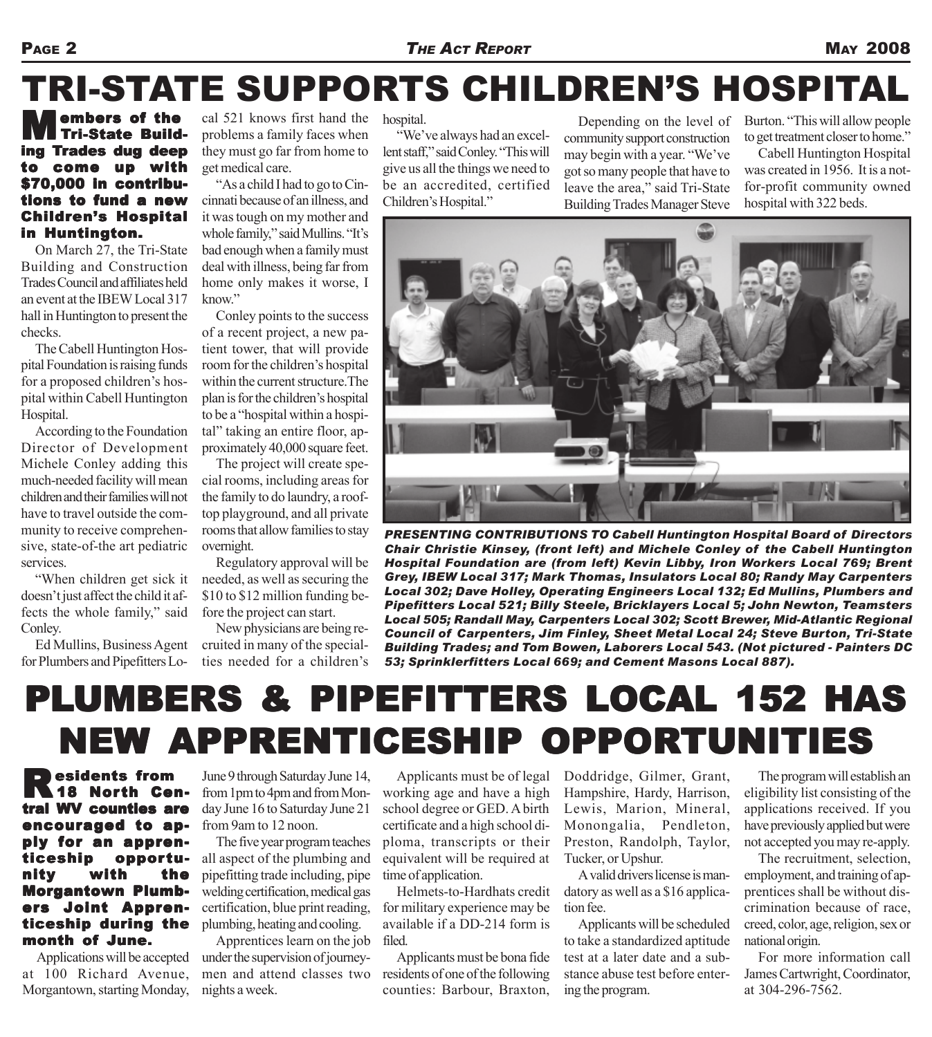# TRI-STATE SUPPORTS CHILDREN'S HOSPITAL

**Members of the Tri-State Building Trades dug deep to come up with $70,000 in contributions to fund a new Children's Hospital in Huntington.**

On March 27, the Tri-State Building and Construction Trades Council and affiliates held an event at the IBEW Local 317 hall in Huntington to present the checks.

The Cabell Huntington Hospital Foundation is raising funds for a proposed children's hospital within Cabell Huntington Hospital.

According to the Foundation Director of Development Michele Conley adding this much-needed facility will mean children and their families will not have to travel outside the community to receive comprehensive, state-of-the art pediatric services.

"When children get sick it doesn't just affect the child it affects the whole family," said Conley.

Ed Mullins, Business Agent for Plumbers and Pipefitters Local 521 knows first hand the problems a family faces when they must go far from home to get medical care.

"As a child I had to go to Cincinnati because of an illness, and it was tough on my mother and whole family," said Mullins. "It's bad enough when a family must deal with illness, being far from home only makes it worse, I know."

Conley points to the success of a recent project, a new patient tower, that will provide room for the children's hospital within the current structure. The plan is for the children's hospital to be a "hospital within a hospital" taking an entire floor, approximately 40,000 square feet.

The project will create special rooms, including areas for the family to do laundry, a rooftop playground, and all private rooms that allow families to stay overnight.

Regulatory approval will be needed, as well as securing the $10 to $12 million funding before the project can start.

New physicians are being recruited in many of the specialties needed for a children's hospital.

"We've always had an excellent staff," said Conley. "This will give us all the things we need to be an accredited, certified Children's Hospital."

Depending on the level of community support construction may begin with a year. "We've got so many people that have to leave the area," said Tri-State Building Trades Manager Steve Burton. "This will allow people to get treatment closer to home."

Cabell Huntington Hospital was created in 1956. It is a not-for-profit community owned hospital with 322 beds.

*PRESENTING CONTRIBUTIONS TO Cabell Huntington Hospital Board of Directors Chair Christie Kinsey, (front left) and Michele Conley of the Cabell Huntington Hospital Foundation are (from left) Kevin Libby, Iron Workers Local 769; Brent Grey, IBEW Local 317; Mark Thomas, Insulators Local 80; Randy May Carpenters Local 302; Dave Holley, Operating Engineers Local 132; Ed Mullins, Plumbers and Pipefitters Local 521; Billy Steele, Bricklayers Local 5; John Newton, Teamsters Local 505; Randall May, Carpenters Local 302; Scott Brewer, Mid-Atlantic Regional Council of Carpenters, Jim Finley, Sheet Metal Local 24; Steve Burton, Tri-State Building Trades; and Tom Bowen, Laborers Local 543. (Not pictured - Painters DC 53; Sprinklerfitters Local 669; and Cement Masons Local 887).*

# PLUMBERS & PIPEFITTERS LOCAL 152 HAS NEW APPRENTICESHIP OPPORTUNITIES

**Residents from 18 North Central WV counties are encouraged to apply for an apprenticeship opportunity with the Morgantown Plumbers Joint Apprenticeship during the month of June.**

Applications will be accepted at 100 Richard Avenue, Morgantown, starting Monday, June 9 through Saturday June 14, from 1pm to 4pm and from Monday June 16 to Saturday June 21 from 9am to 12 noon.

The five year program teaches all aspect of the plumbing and pipefitting trade including, pipe welding certification, medical gas certification, blue print reading, plumbing, heating and cooling.

Apprentices learn on the job under the supervision of journeymen and attend classes two nights a week.

Applicants must be of legal working age and have a high school degree or GED. A birth certificate and a high school diploma, transcripts or their equivalent will be required at time of application.

Helmets-to-Hardhats credit for military experience may be available if a DD-214 form is filed.

Applicants must be bona fide residents of one of the following counties: Barbour, Braxton, Doddridge, Gilmer, Grant, Hampshire, Hardy, Harrison, Lewis, Marion, Mineral, Monongalia, Pendleton, Preston, Randolph, Taylor, Tucker, or Upshur.

A valid drivers license is mandatory as well as a $16 application fee.

Applicants will be scheduled to take a standardized aptitude test at a later date and a substance abuse test before entering the program.

The program will establish an eligibility list consisting of the applications received. If you have previously applied but were not accepted you may re-apply.

The recruitment, selection, employment, and training of apprentices shall be without discrimination because of race, creed, color, age, religion, sex or national origin.

For more information call James Cartwright, Coordinator, at 304-296-7562.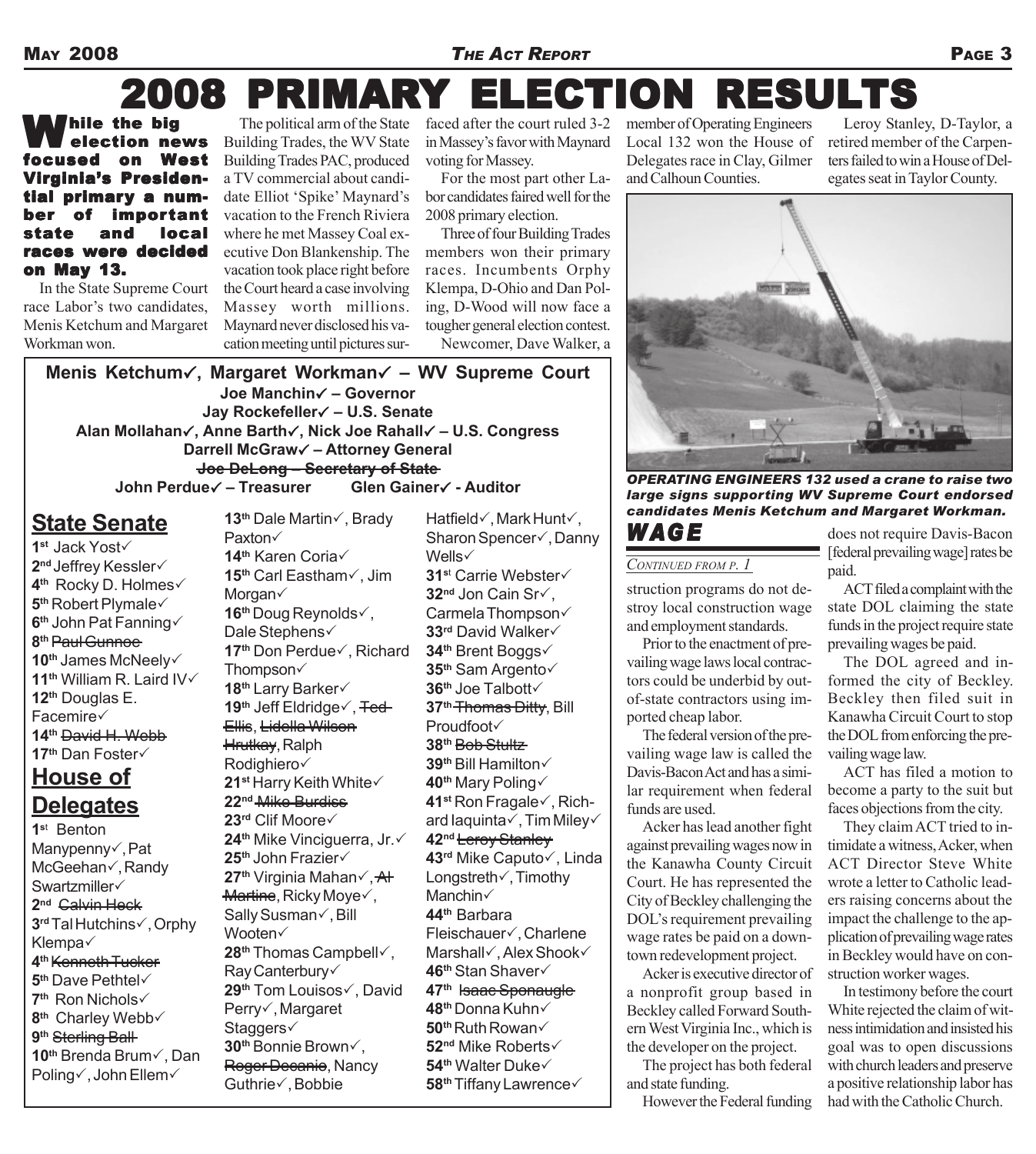# 2008 PRIMARY ELECTION RESULTS

**While the big election news focused on West Virginia's Presidential primary a number of important state and local races were decided on May 13.**

In the State Supreme Court race Labor's two candidates, Menis Ketchum and Margaret Workman won.

The political arm of the State Building Trades, the WV State Building Trades PAC, produced a TV commercial about candidate Elliot 'Spike' Maynard's vacation to the French Riviera where he met Massey Coal executive Don Blankenship. The vacation took place right before the Court heard a case involving Massey worth millions. Maynard never disclosed his vacation meeting until pictures surfaced after the court ruled 3-2 in Massey's favor with Maynard voting for Massey.

For the most part other Labor candidates faired well for the 2008 primary election.

Three of four Building Trades members won their primary races. Incumbents Orphy Klempa, D-Ohio and Dan Poling, D-Wood will now face a tougher general election contest.

Newcomer, Dave Walker, a member of Operating Engineers Local 132 won the House of Delegates race in Clay, Gilmer and Calhoun Counties.

Leroy Stanley, D-Taylor, a retired member of the Carpenters failed to win a House of Delegates seat in Taylor County.

**Menis Ketchum✓, Margaret Workman✓ – WV Supreme Court**
**Joe Manchin✓ – Governor**
**Jay Rockefeller✓ – U.S. Senate**
**Alan Mollahan✓, Anne Barth✓, Nick Joe Rahall✓ – U.S. Congress**
**Darrell McGraw✓ – Attorney General**
**~~Joe DeLong – Secretary of State~~**
**John Perdue✓ – Treasurer Glen Gainer✓ - Auditor**

## State Senate

1st Jack Yost✓
2nd Jeffrey Kessler✓
4th Rocky D. Holmes✓
5th Robert Plymale✓
6th John Pat Fanning✓
8th ~~Paul Gunnoe~~
10th James McNeely✓
11th William R. Laird IV✓
12th Douglas E. Facemire✓
14th ~~David H. Webb~~
17th Dan Foster✓

## House of Delegates

1st Benton Manypenny✓, Pat McGeehan✓, Randy Swartzmiller✓
2nd ~~Calvin Heck~~
3rd Tal Hutchins✓, Orphy Klempa✓
4th ~~Kenneth Tucker~~
5th Dave Pethtel✓
7th Ron Nichols✓
8th Charley Webb✓
9th ~~Sterling Ball~~
10th Brenda Brum✓, Dan Poling✓, John Ellem✓
13th Dale Martin✓, Brady Paxton✓
14th Karen Coria✓
15th Carl Eastham✓, Jim Morgan✓
16th Doug Reynolds✓, Dale Stephens✓
17th Don Perdue✓, Richard Thompson✓
18th Larry Barker✓
19th Jeff Eldridge✓, ~~Ted Ellis~~, ~~Lidella Wilson Hrutkay~~, Ralph Rodighiero✓
21st Harry Keith White✓
22nd ~~Mike Burdiss~~
23rd Clif Moore✓
24th Mike Vinciguerra, Jr.✓
25th John Frazier✓
27th Virginia Mahan✓, ~~Al Martine~~, Ricky Moye✓, Sally Susman✓, Bill Wooten✓
28th Thomas Campbell✓, Ray Canterbury✓
29th Tom Louisos✓, David Perry✓, Margaret Staggers✓
30th Bonnie Brown✓, ~~Roger Decanio~~, Nancy Guthrie✓, Bobbie Hatfield✓, Mark Hunt✓, Sharon Spencer✓, Danny Wells✓
31st Carrie Webster✓
32nd Jon Cain Sr✓, Carmela Thompson✓
33rd David Walker✓
34th Brent Boggs✓
35th Sam Argento✓
36th Joe Talbott✓
37th ~~Thomas Ditty~~, Bill Proudfoot✓
38th ~~Bob Stultz~~
39th Bill Hamilton✓
40th Mary Poling✓
41st Ron Fragale✓, Richard Iaquinta✓, Tim Miley✓
42nd ~~Leroy Stanley~~
43rd Mike Caputo✓, Linda Longstreth✓, Timothy Manchin✓
44th Barbara Fleischauer✓, Charlene Marshall✓, Alex Shook✓
46th Stan Shaver✓
47th ~~Isaac Sponaugle~~
48th Donna Kuhn✓
50th Ruth Rowan✓
52nd Mike Roberts✓
54th Walter Duke✓
58th Tiffany Lawrence✓

*OPERATING ENGINEERS 132 used a crane to raise two large signs supporting WV Supreme Court endorsed candidates Menis Ketchum and Margaret Workman.*

## WAGE

*CONTINUED FROM P. 1*

struction programs do not destroy local construction wage and employment standards.

Prior to the enactment of prevailing wage laws local contractors could be underbid by out-of-state contractors using imported cheap labor.

The federal version of the prevailing wage law is called the Davis-Bacon Act and has a similar requirement when federal funds are used.

Acker has lead another fight against prevailing wages now in the Kanawha County Circuit Court. He has represented the City of Beckley challenging the DOL's requirement prevailing wage rates be paid on a downtown redevelopment project.

Acker is executive director of a nonprofit group based in Beckley called Forward Southern West Virginia Inc., which is the developer on the project.

The project has both federal and state funding.

However the Federal funding does not require Davis-Bacon [federal prevailing wage] rates be paid.

ACT filed a complaint with the state DOL claiming the state funds in the project require state prevailing wages be paid.

The DOL agreed and informed the city of Beckley. Beckley then filed suit in Kanawha Circuit Court to stop the DOL from enforcing the prevailing wage law.

ACT has filed a motion to become a party to the suit but faces objections from the city.

They claim ACT tried to intimidate a witness, Acker, when ACT Director Steve White wrote a letter to Catholic leaders raising concerns about the impact the challenge to the application of prevailing wage rates in Beckley would have on construction worker wages.

In testimony before the court White rejected the claim of witness intimidation and insisted his goal was to open discussions with church leaders and preserve a positive relationship labor has had with the Catholic Church.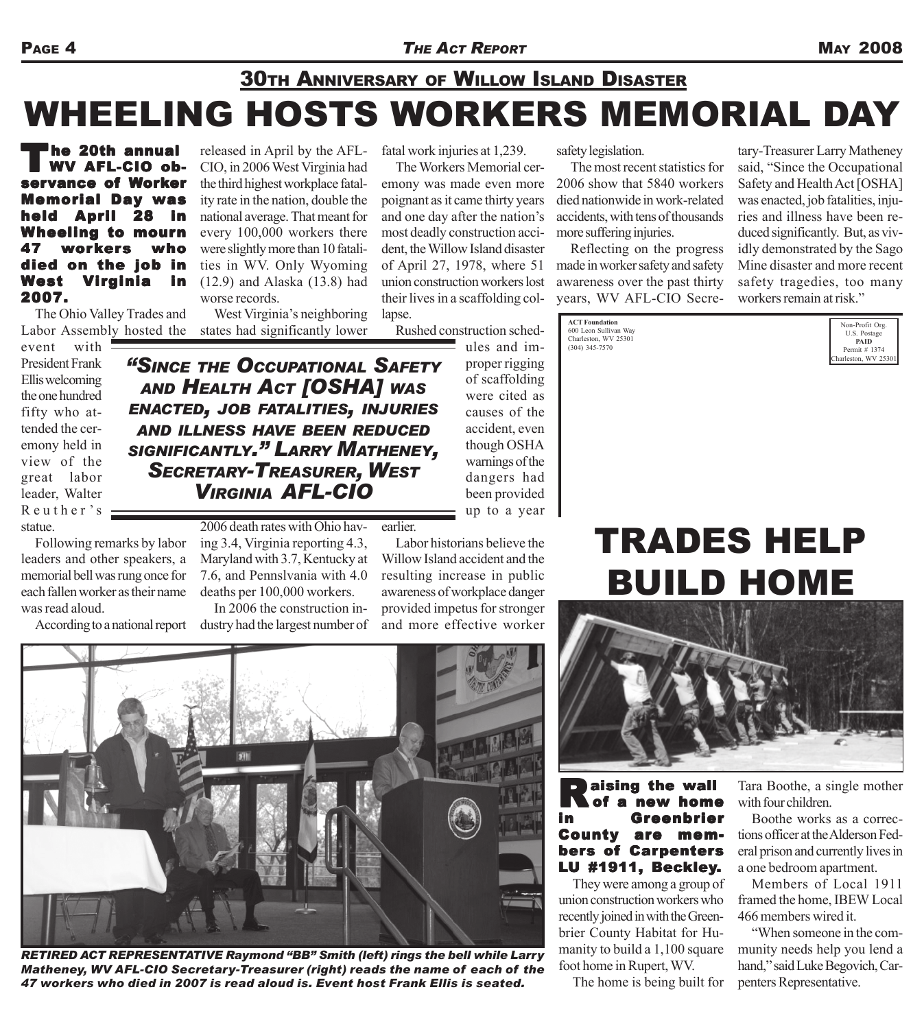## 30th Anniversary of Willow Island Disaster

# WHEELING HOSTS WORKERS MEMORIAL DAY

**The 20th annual WV AFL-CIO observance of Worker Memorial Day was held April 28 in Wheeling to mourn 47 workers who died on the job in West Virginia in 2007.**

The Ohio Valley Trades and Labor Assembly hosted the event with President Frank Ellis welcoming the one hundred fifty who attended the ceremony held in view of the great labor leader, Walter Reuther's statue.

Following remarks by labor leaders and other speakers, a memorial bell was rung once for each fallen worker as their name was read aloud.

According to a national report released in April by the AFL-CIO, in 2006 West Virginia had the third highest workplace fatality rate in the nation, double the national average. That meant for every 100,000 workers there were slightly more than 10 fatalities in WV. Only Wyoming (12.9) and Alaska (13.8) had worse records.

West Virginia's neighboring states had significantly lower 2006 death rates with Ohio having 3.4, Virginia reporting 4.3, Maryland with 3.7, Kentucky at 7.6, and Pennslvania with 4.0 deaths per 100,000 workers.

In 2006 the construction industry had the largest number of fatal work injuries at 1,239.

*"Since the Occupational Safety and Health Act [OSHA] was enacted, job fatalities, injuries and illness have been reduced significantly." Larry Matheney, Secretary-Treasurer, West Virginia AFL-CIO*

The Workers Memorial ceremony was made even more poignant as it came thirty years and one day after the nation's most deadly construction accident, the Willow Island disaster of April 27, 1978, where 51 union construction workers lost their lives in a scaffolding collapse.

Rushed construction schedules and improper rigging of scaffolding were cited as causes of the accident, even though OSHA warnings of the dangers had been provided up to a year earlier.

Labor historians believe the Willow Island accident and the resulting increase in public awareness of workplace danger provided impetus for stronger and more effective worker safety legislation.

The most recent statistics for 2006 show that 5840 workers died nationwide in work-related accidents, with tens of thousands more suffering injuries.

Reflecting on the progress made in worker safety and safety awareness over the past thirty years, WV AFL-CIO Secretary-Treasurer Larry Matheney said, "Since the Occupational Safety and Health Act [OSHA] was enacted, job fatalities, injuries and illness have been reduced significantly. But, as vividly demonstrated by the Sago Mine disaster and more recent safety tragedies, too many workers remain at risk."

*RETIRED ACT REPRESENTATIVE Raymond "BB" Smith (left) rings the bell while Larry Matheney, WV AFL-CIO Secretary-Treasurer (right) reads the name of each of the 47 workers who died in 2007 is read aloud is. Event host Frank Ellis is seated.*

ACT Foundation
600 Leon Sullivan Way
Charleston, WV 25301
(304) 345-7570

Non-Profit Org.
U.S. Postage
**PAID**
Permit # 1374
Charleston, WV 25301

# TRADES HELP BUILD HOME

**Raising the wall of a new home in Greenbrier County are members of Carpenters LU #1911, Beckley.**

They were among a group of union construction workers who recently joined in with the Greenbrier County Habitat for Humanity to build a 1,100 square foot home in Rupert, WV.

The home is being built for Tara Boothe, a single mother with four children.

Boothe works as a corrections officer at the Alderson Federal prison and currently lives in a one bedroom apartment.

Members of Local 1911 framed the home, IBEW Local 466 members wired it.

"When someone in the community needs help you lend a hand," said Luke Begovich, Carpenters Representative.